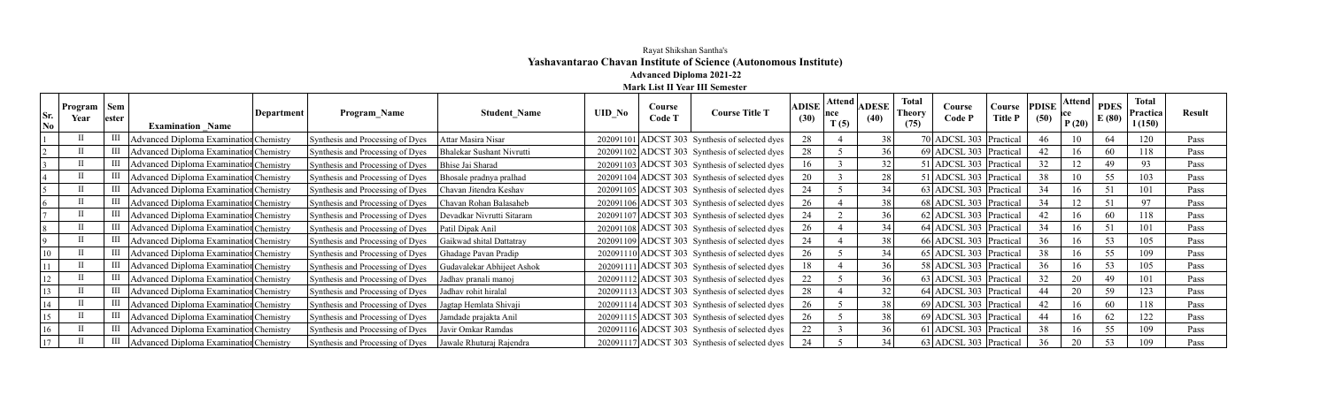Rayat Shikshan Santha's

# Yashavantarao Chavan Institute of Science (Autonomous Institute)

**Advanced Diploma 2021-22**

**Mark List II Year III Semester**

| Sr. No | Program Year | Semester | Examination Name | Department | Program_Name | Student_Name | UID_No | Course Code T | Course Title T | ADISE (30) | Attendance T (5) | ADESE (40) | Total Theory (75) | Course Code P | Course Title P | PDISE (50) | Attendance P (20) | PDES E (80) | Total Practical (150) | Result |
|---|---|---|---|---|---|---|---|---|---|---|---|---|---|---|---|---|---|---|---|---|
| 1 | II | III | Advanced Diploma Examination | Chemistry | Synthesis and Processing of Dyes | Attar Masira Nisar | 202091101 | ADCST 303 | Synthesis of selected dyes | 28 | 4 | 38 | 70 | ADCSL 303 | Practical | 46 | 10 | 64 | 120 | Pass |
| 2 | II | III | Advanced Diploma Examination | Chemistry | Synthesis and Processing of Dyes | Bhalekar Sushant Nivrutti | 202091102 | ADCST 303 | Synthesis of selected dyes | 28 | 5 | 36 | 69 | ADCSL 303 | Practical | 42 | 16 | 60 | 118 | Pass |
| 3 | II | III | Advanced Diploma Examination | Chemistry | Synthesis and Processing of Dyes | Bhise Jai Sharad | 202091103 | ADCST 303 | Synthesis of selected dyes | 16 | 3 | 32 | 51 | ADCSL 303 | Practical | 32 | 12 | 49 | 93 | Pass |
| 4 | II | III | Advanced Diploma Examination | Chemistry | Synthesis and Processing of Dyes | Bhosale pradnya pralhad | 202091104 | ADCST 303 | Synthesis of selected dyes | 20 | 3 | 28 | 51 | ADCSL 303 | Practical | 38 | 10 | 55 | 103 | Pass |
| 5 | II | III | Advanced Diploma Examination | Chemistry | Synthesis and Processing of Dyes | Chavan Jitendra Keshav | 202091105 | ADCST 303 | Synthesis of selected dyes | 24 | 5 | 34 | 63 | ADCSL 303 | Practical | 34 | 16 | 51 | 101 | Pass |
| 6 | II | III | Advanced Diploma Examination | Chemistry | Synthesis and Processing of Dyes | Chavan Rohan Balasaheb | 202091106 | ADCST 303 | Synthesis of selected dyes | 26 | 4 | 38 | 68 | ADCSL 303 | Practical | 34 | 12 | 51 | 97 | Pass |
| 7 | II | III | Advanced Diploma Examination | Chemistry | Synthesis and Processing of Dyes | Devadkar Nivrutti Sitaram | 202091107 | ADCST 303 | Synthesis of selected dyes | 24 | 2 | 36 | 62 | ADCSL 303 | Practical | 42 | 16 | 60 | 118 | Pass |
| 8 | II | III | Advanced Diploma Examination | Chemistry | Synthesis and Processing of Dyes | Patil Dipak Anil | 202091108 | ADCST 303 | Synthesis of selected dyes | 26 | 4 | 34 | 64 | ADCSL 303 | Practical | 34 | 16 | 51 | 101 | Pass |
| 9 | II | III | Advanced Diploma Examination | Chemistry | Synthesis and Processing of Dyes | Gaikwad shital Dattatray | 202091109 | ADCST 303 | Synthesis of selected dyes | 24 | 4 | 38 | 66 | ADCSL 303 | Practical | 36 | 16 | 53 | 105 | Pass |
| 10 | II | III | Advanced Diploma Examination | Chemistry | Synthesis and Processing of Dyes | Ghadage Pavan Pradip | 202091110 | ADCST 303 | Synthesis of selected dyes | 26 | 5 | 34 | 65 | ADCSL 303 | Practical | 38 | 16 | 55 | 109 | Pass |
| 11 | II | III | Advanced Diploma Examination | Chemistry | Synthesis and Processing of Dyes | Gudavalekar Abhijeet Ashok | 202091111 | ADCST 303 | Synthesis of selected dyes | 18 | 4 | 36 | 58 | ADCSL 303 | Practical | 36 | 16 | 53 | 105 | Pass |
| 12 | II | III | Advanced Diploma Examination | Chemistry | Synthesis and Processing of Dyes | Jadhav pranali manoj | 202091112 | ADCST 303 | Synthesis of selected dyes | 22 | 5 | 36 | 63 | ADCSL 303 | Practical | 32 | 20 | 49 | 101 | Pass |
| 13 | II | III | Advanced Diploma Examination | Chemistry | Synthesis and Processing of Dyes | Jadhav rohit hiralal | 202091113 | ADCST 303 | Synthesis of selected dyes | 28 | 4 | 32 | 64 | ADCSL 303 | Practical | 44 | 20 | 59 | 123 | Pass |
| 14 | II | III | Advanced Diploma Examination | Chemistry | Synthesis and Processing of Dyes | Jagtap Hemlata Shivaji | 202091114 | ADCST 303 | Synthesis of selected dyes | 26 | 5 | 38 | 69 | ADCSL 303 | Practical | 42 | 16 | 60 | 118 | Pass |
| 15 | II | III | Advanced Diploma Examination | Chemistry | Synthesis and Processing of Dyes | Jamdade prajakta Anil | 202091115 | ADCST 303 | Synthesis of selected dyes | 26 | 5 | 38 | 69 | ADCSL 303 | Practical | 44 | 16 | 62 | 122 | Pass |
| 16 | II | III | Advanced Diploma Examination | Chemistry | Synthesis and Processing of Dyes | Javir Omkar Ramdas | 202091116 | ADCST 303 | Synthesis of selected dyes | 22 | 3 | 36 | 61 | ADCSL 303 | Practical | 38 | 16 | 55 | 109 | Pass |
| 17 | II | III | Advanced Diploma Examination | Chemistry | Synthesis and Processing of Dyes | Jawale Rhuturaj Rajendra | 202091117 | ADCST 303 | Synthesis of selected dyes | 24 | 5 | 34 | 63 | ADCSL 303 | Practical | 36 | 20 | 53 | 109 | Pass |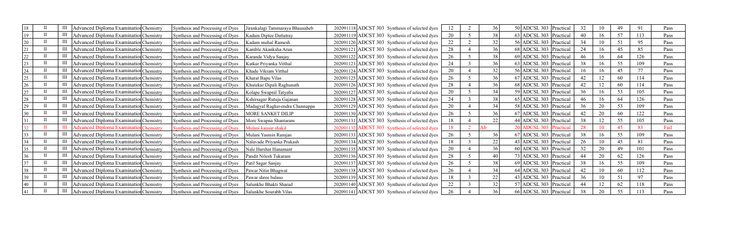| | | | | | | | | | | | | | | | | | | | |
|---|---|---|---|---|---|---|---|---|---|---|---|---|---|---|---|---|---|---|---|
| 18 | II | III | Advanced Diploma Examination | Chemistry | Synthesis and Processing of Dyes | Jirankalagi Tammaraya Bhausaheb | 202091118 | ADCST 303 | Synthesis of selected dyes | 12 | 2 | 36 | 50 | ADCSL 303 | Practical | 32 | 10 | 49 | 91 | Pass |
| 19 | II | III | Advanced Diploma Examination | Chemistry | Synthesis and Processing of Dyes | Kadam Diptee Dattatray | 202091119 | ADCST 303 | Synthesis of selected dyes | 20 | 5 | 38 | 63 | ADCSL 303 | Practical | 40 | 16 | 57 | 113 | Pass |
| 20 | II | III | Advanced Diploma Examination | Chemistry | Synthesis and Processing of Dyes | Kadam snehal Ramesh | 202091120 | ADCST 303 | Synthesis of selected dyes | 22 | 2 | 32 | 56 | ADCSL 303 | Practical | 34 | 10 | 51 | 95 | Pass |
| 21 | II | III | Advanced Diploma Examination | Chemistry | Synthesis and Processing of Dyes | Kamble Akanksha Arun | 202091121 | ADCST 303 | Synthesis of selected dyes | 28 | 4 | 36 | 68 | ADCSL 303 | Practical | 24 | 16 | 45 | 85 | Pass |
| 22 | II | III | Advanced Diploma Examination | Chemistry | Synthesis and Processing of Dyes | Karande Vidya Sanjay | 202091122 | ADCST 303 | Synthesis of selected dyes | 26 | 5 | 38 | 69 | ADCSL 303 | Practical | 46 | 16 | 64 | 126 | Pass |
| 23 | II | III | Advanced Diploma Examination | Chemistry | Synthesis and Processing of Dyes | Katkar Priyanka Vitthal | 202091123 | ADCST 303 | Synthesis of selected dyes | 24 | 3 | 36 | 63 | ADCSL 303 | Practical | 38 | 16 | 55 | 109 | Pass |
| 24 | II | III | Advanced Diploma Examination | Chemistry | Synthesis and Processing of Dyes | Khade Vikram Vitthal | 202091124 | ADCST 303 | Synthesis of selected dyes | 20 | 4 | 32 | 56 | ADCSL 303 | Practical | 16 | 16 | 45 | 77 | Pass |
| 25 | II | III | Advanced Diploma Examination | Chemistry | Synthesis and Processing of Dyes | Kharat Bapu Vilas | 202091125 | ADCST 303 | Synthesis of selected dyes | 26 | 5 | 36 | 67 | ADCSL 303 | Practical | 42 | 12 | 60 | 114 | Pass |
| 26 | II | III | Advanced Diploma Examination | Chemistry | Synthesis and Processing of Dyes | Khutekar Dipali Raghunath | 202091126 | ADCST 303 | Synthesis of selected dyes | 28 | 4 | 36 | 68 | ADCSL 303 | Practical | 42 | 12 | 60 | 114 | Pass |
| 27 | II | III | Advanced Diploma Examination | Chemistry | Synthesis and Processing of Dyes | Kolape Swapnil Tatyaba | 202091127 | ADCST 303 | Synthesis of selected dyes | 20 | 5 | 34 | 59 | ADCSL 303 | Practical | 36 | 16 | 53 | 105 | Pass |
| 28 | II | III | Advanced Diploma Examination | Chemistry | Synthesis and Processing of Dyes | Kshirsagar Rutuja Gajanan | 202091128 | ADCST 303 | Synthesis of selected dyes | 24 | 3 | 38 | 65 | ADCSL 303 | Practical | 46 | 16 | 64 | 126 | Pass |
| 29 | II | III | Advanced Diploma Examination | Chemistry | Synthesis and Processing of Dyes | Madagyal Raghavendra Channappa | 202091129 | ADCST 303 | Synthesis of selected dyes | 20 | 4 | 34 | 58 | ADCSL 303 | Practical | 36 | 20 | 53 | 109 | Pass |
| 30 | II | III | Advanced Diploma Examination | Chemistry | Synthesis and Processing of Dyes | MORE SANKET DILIP | 202091130 | ADCST 303 | Synthesis of selected dyes | 26 | 5 | 36 | 67 | ADCSL 303 | Practical | 42 | 20 | 60 | 122 | Pass |
| 31 | II | III | Advanced Diploma Examination | Chemistry | Synthesis and Processing of Dyes | More Swapna Shantaram | 202091131 | ADCST 303 | Synthesis of selected dyes | 18 | 4 | 22 | 44 | ADCSL 303 | Practical | 38 | 12 | 55 | 105 | Pass |
| 32 | II | III | Advanced Diploma Examination | Chemistry | Synthesis and Processing of Dyes | Mulani kausar shakil | 202091132 | ADCST 303 | Synthesis of selected dyes | 18 | 2 | Ab | 20 | ADCSL 303 | Practical | 28 | 10 | 45 | 83 | Fail |
| 33 | II | III | Advanced Diploma Examination | Chemistry | Synthesis and Processing of Dyes | Mulani Yasmin Ramjan | 202091133 | ADCST 303 | Synthesis of selected dyes | 26 | 5 | 36 | 67 | ADCSL 303 | Practical | 38 | 16 | 55 | 109 | Pass |
| 34 | II | III | Advanced Diploma Examination | Chemistry | Synthesis and Processing of Dyes | Nalavade Priyanka Prakash | 202091134 | ADCST 303 | Synthesis of selected dyes | 18 | 3 | 22 | 43 | ADCSL 303 | Practical | 26 | 10 | 45 | 81 | Pass |
| 35 | II | III | Advanced Diploma Examination | Chemistry | Synthesis and Processing of Dyes | Nale Harshat Hanamant | 202091135 | ADCST 303 | Synthesis of selected dyes | 20 | 4 | 36 | 60 | ADCSL 303 | Practical | 32 | 20 | 49 | 101 | Pass |
| 36 | II | III | Advanced Diploma Examination | Chemistry | Synthesis and Processing of Dyes | Pandit Nilesh Tukaram | 202091136 | ADCST 303 | Synthesis of selected dyes | 28 | 5 | 40 | 73 | ADCSL 303 | Practical | 44 | 20 | 62 | 126 | Pass |
| 37 | II | III | Advanced Diploma Examination | Chemistry | Synthesis and Processing of Dyes | Patil Sagar Sanjay | 202091137 | ADCST 303 | Synthesis of selected dyes | 26 | 5 | 38 | 69 | ADCSL 303 | Practical | 38 | 16 | 55 | 109 | Pass |
| 38 | II | III | Advanced Diploma Examination | Chemistry | Synthesis and Processing of Dyes | Pawar Nitin Bhagwat | 202091138 | ADCST 303 | Synthesis of selected dyes | 26 | 4 | 34 | 64 | ADCSL 303 | Practical | 42 | 10 | 60 | 112 | Pass |
| 39 | II | III | Advanced Diploma Examination | Chemistry | Synthesis and Processing of Dyes | Pawar shree balaso | 202091139 | ADCST 303 | Synthesis of selected dyes | 18 | 3 | 22 | 43 | ADCSL 303 | Practical | 36 | 10 | 51 | 97 | Pass |
| 40 | II | III | Advanced Diploma Examination | Chemistry | Synthesis and Processing of Dyes | Salunkhe Bhakti Sharad | 202091140 | ADCST 303 | Synthesis of selected dyes | 22 | 3 | 32 | 57 | ADCSL 303 | Practical | 44 | 12 | 62 | 118 | Pass |
| 41 | II | III | Advanced Diploma Examination | Chemistry | Synthesis and Processing of Dyes | Salunkhe Sourabh Vilas | 202091141 | ADCST 303 | Synthesis of selected dyes | 26 | 4 | 36 | 66 | ADCSL 303 | Practical | 38 | 20 | 55 | 113 | Pass |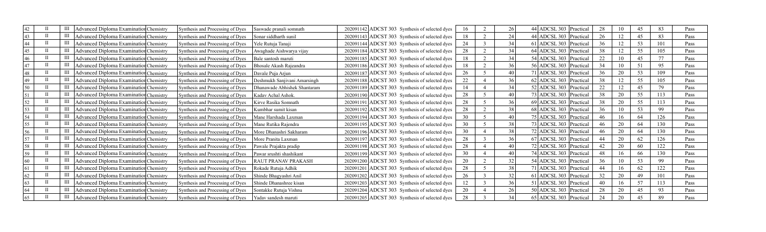| | | | | | | | | | | | | | | | | | | | |
|---|---|---|---|---|---|---|---|---|---|---|---|---|---|---|---|---|---|---|---|
| 42 | II | III | Advanced Diploma Examination | Chemistry | Synthesis and Processing of Dyes | Saswade pranali somnath | 202091142 | ADCST 303 | Synthesis of selected dyes | 16 | 2 | 26 | 44 | ADCSL 303 | Practical | 28 | 10 | 45 | 83 | Pass |
| 43 | II | III | Advanced Diploma Examination | Chemistry | Synthesis and Processing of Dyes | Sonar siddharth sunil | 202091143 | ADCST 303 | Synthesis of selected dyes | 18 | 2 | 24 | 44 | ADCSL 303 | Practical | 26 | 12 | 45 | 83 | Pass |
| 44 | II | III | Advanced Diploma Examination | Chemistry | Synthesis and Processing of Dyes | Yele Rutuja Tanaji | 202091144 | ADCST 303 | Synthesis of selected dyes | 24 | 3 | 34 | 61 | ADCSL 303 | Practical | 36 | 12 | 53 | 101 | Pass |
| 45 | II | III | Advanced Diploma Examination | Chemistry | Synthesis and Processing of Dyes | Awaghade Aishwarya vijay | 202091184 | ADCST 303 | Synthesis of selected dyes | 28 | 2 | 34 | 64 | ADCSL 303 | Practical | 38 | 12 | 55 | 105 | Pass |
| 46 | II | III | Advanced Diploma Examination | Chemistry | Synthesis and Processing of Dyes | Bale santosh maruti | 202091185 | ADCST 303 | Synthesis of selected dyes | 18 | 2 | 34 | 54 | ADCSL 303 | Practical | 22 | 10 | 45 | 77 | Pass |
| 47 | II | III | Advanced Diploma Examination | Chemistry | Synthesis and Processing of Dyes | Bhosale Akash Rajeandra | 202091186 | ADCST 303 | Synthesis of selected dyes | 18 | 2 | 36 | 56 | ADCSL 303 | Practical | 34 | 10 | 51 | 95 | Pass |
| 48 | II | III | Advanced Diploma Examination | Chemistry | Synthesis and Processing of Dyes | Davale Puja Arjun | 202091187 | ADCST 303 | Synthesis of selected dyes | 26 | 5 | 40 | 71 | ADCSL 303 | Practical | 36 | 20 | 53 | 109 | Pass |
| 49 | II | III | Advanced Diploma Examination | Chemistry | Synthesis and Processing of Dyes | Deshmukh Sanjivani Amarsingh | 202091188 | ADCST 303 | Synthesis of selected dyes | 22 | 4 | 36 | 62 | ADCSL 303 | Practical | 38 | 12 | 55 | 105 | Pass |
| 50 | II | III | Advanced Diploma Examination | Chemistry | Synthesis and Processing of Dyes | Dhanawade Abhishek Shantaram | 202091189 | ADCST 303 | Synthesis of selected dyes | 14 | 4 | 34 | 52 | ADCSL 303 | Practical | 22 | 12 | 45 | 79 | Pass |
| 51 | II | III | Advanced Diploma Examination | Chemistry | Synthesis and Processing of Dyes | Kadav Achal Ashok. | 202091190 | ADCST 303 | Synthesis of selected dyes | 28 | 5 | 40 | 73 | ADCSL 303 | Practical | 38 | 20 | 55 | 113 | Pass |
| 52 | II | III | Advanced Diploma Examination | Chemistry | Synthesis and Processing of Dyes | Kirve Rasika Somnath | 202091191 | ADCST 303 | Synthesis of selected dyes | 28 | 5 | 36 | 69 | ADCSL 303 | Practical | 38 | 20 | 55 | 113 | Pass |
| 53 | II | III | Advanced Diploma Examination | Chemistry | Synthesis and Processing of Dyes | Kumbhar sumit kisan | 202091192 | ADCST 303 | Synthesis of selected dyes | 28 | 2 | 38 | 68 | ADCSL 303 | Practical | 36 | 10 | 53 | 99 | Pass |
| 54 | II | III | Advanced Diploma Examination | Chemistry | Synthesis and Processing of Dyes | Mane Harshada Laxman | 202091194 | ADCST 303 | Synthesis of selected dyes | 30 | 5 | 40 | 75 | ADCSL 303 | Practical | 46 | 16 | 64 | 126 | Pass |
| 55 | II | III | Advanced Diploma Examination | Chemistry | Synthesis and Processing of Dyes | Mane Rutika Rajendra | 202091195 | ADCST 303 | Synthesis of selected dyes | 30 | 5 | 38 | 73 | ADCSL 303 | Practical | 46 | 20 | 64 | 130 | Pass |
| 56 | II | III | Advanced Diploma Examination | Chemistry | Synthesis and Processing of Dyes | More Dhanashri Sakharam | 202091196 | ADCST 303 | Synthesis of selected dyes | 30 | 4 | 38 | 72 | ADCSL 303 | Practical | 46 | 20 | 64 | 130 | Pass |
| 57 | II | III | Advanced Diploma Examination | Chemistry | Synthesis and Processing of Dyes | More Pranita Laxman | 202091197 | ADCST 303 | Synthesis of selected dyes | 28 | 3 | 36 | 67 | ADCSL 303 | Practical | 44 | 20 | 62 | 126 | Pass |
| 58 | II | III | Advanced Diploma Examination | Chemistry | Synthesis and Processing of Dyes | Pawale Prajakta pradip | 202091198 | ADCST 303 | Synthesis of selected dyes | 28 | 4 | 40 | 72 | ADCSL 303 | Practical | 42 | 20 | 60 | 122 | Pass |
| 59 | II | III | Advanced Diploma Examination | Chemistry | Synthesis and Processing of Dyes | Pawar srushti shashikant | 202091199 | ADCST 303 | Synthesis of selected dyes | 30 | 4 | 40 | 74 | ADCSL 303 | Practical | 48 | 16 | 66 | 130 | Pass |
| 60 | II | III | Advanced Diploma Examination | Chemistry | Synthesis and Processing of Dyes | RAUT PRANAV PRAKASH | 202091200 | ADCST 303 | Synthesis of selected dyes | 20 | 2 | 32 | 54 | ADCSL 303 | Practical | 36 | 10 | 53 | 99 | Pass |
| 61 | II | III | Advanced Diploma Examination | Chemistry | Synthesis and Processing of Dyes | Rokade Rutuja Adhik | 202091201 | ADCST 303 | Synthesis of selected dyes | 28 | 5 | 38 | 71 | ADCSL 303 | Practical | 44 | 16 | 62 | 122 | Pass |
| 62 | II | III | Advanced Diploma Examination | Chemistry | Synthesis and Processing of Dyes | Shinde Bhagyashri Anil | 202091202 | ADCST 303 | Synthesis of selected dyes | 26 | 3 | 32 | 61 | ADCSL 303 | Practical | 32 | 20 | 49 | 101 | Pass |
| 63 | II | III | Advanced Diploma Examination | Chemistry | Synthesis and Processing of Dyes | Shinde Dhanashree kisan | 202091203 | ADCST 303 | Synthesis of selected dyes | 12 | 3 | 36 | 51 | ADCSL 303 | Practical | 40 | 16 | 57 | 113 | Pass |
| 64 | II | III | Advanced Diploma Examination | Chemistry | Synthesis and Processing of Dyes | Sontakke Rutuja Vishnu | 202091204 | ADCST 303 | Synthesis of selected dyes | 20 | 4 | 26 | 50 | ADCSL 303 | Practical | 28 | 20 | 45 | 93 | Pass |
| 65 | II | III | Advanced Diploma Examination | Chemistry | Synthesis and Processing of Dyes | Yadav sandesh maruti | 202091205 | ADCST 303 | Synthesis of selected dyes | 28 | 3 | 34 | 65 | ADCSL 303 | Practical | 24 | 20 | 45 | 89 | Pass |